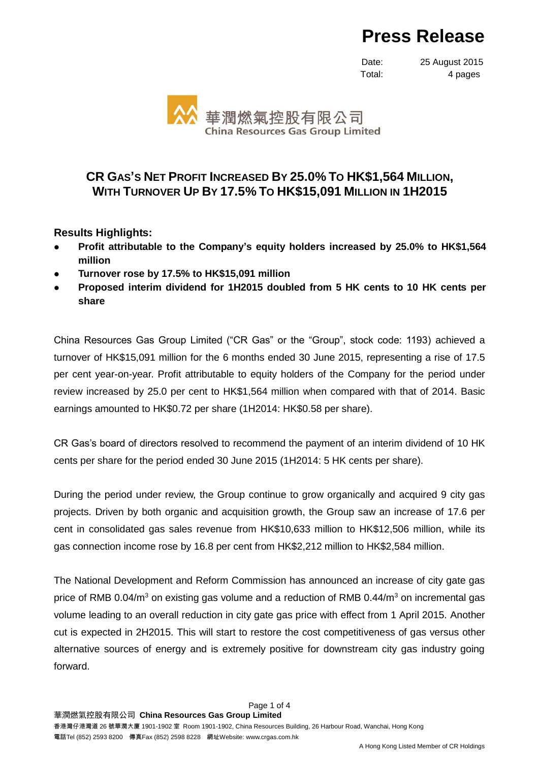# Press Release

Date: 25 August 2015
Total: 4 pages

華潤燃氣控股有限公司
China Resources Gas Group Limited

## CR GAS'S NET PROFIT INCREASED BY 25.0% TO HK$1,564 MILLION, WITH TURNOVER UP BY 17.5% TO HK$15,091 MILLION IN 1H2015

### Results Highlights:

- **Profit attributable to the Company's equity holders increased by 25.0% to HK$1,564 million**
- **Turnover rose by 17.5% to HK$15,091 million**
- **Proposed interim dividend for 1H2015 doubled from 5 HK cents to 10 HK cents per share**

China Resources Gas Group Limited ("CR Gas" or the "Group", stock code: 1193) achieved a turnover of HK$15,091 million for the 6 months ended 30 June 2015, representing a rise of 17.5 per cent year-on-year. Profit attributable to equity holders of the Company for the period under review increased by 25.0 per cent to HK$1,564 million when compared with that of 2014. Basic earnings amounted to HK$0.72 per share (1H2014: HK$0.58 per share).

CR Gas's board of directors resolved to recommend the payment of an interim dividend of 10 HK cents per share for the period ended 30 June 2015 (1H2014: 5 HK cents per share).

During the period under review, the Group continue to grow organically and acquired 9 city gas projects. Driven by both organic and acquisition growth, the Group saw an increase of 17.6 per cent in consolidated gas sales revenue from HK$10,633 million to HK$12,506 million, while its gas connection income rose by 16.8 per cent from HK$2,212 million to HK$2,584 million.

The National Development and Reform Commission has announced an increase of city gate gas price of RMB 0.04/$m^3$ on existing gas volume and a reduction of RMB 0.44/$m^3$ on incremental gas volume leading to an overall reduction in city gate gas price with effect from 1 April 2015. Another cut is expected in 2H2015. This will start to restore the cost competitiveness of gas versus other alternative sources of energy and is extremely positive for downstream city gas industry going forward.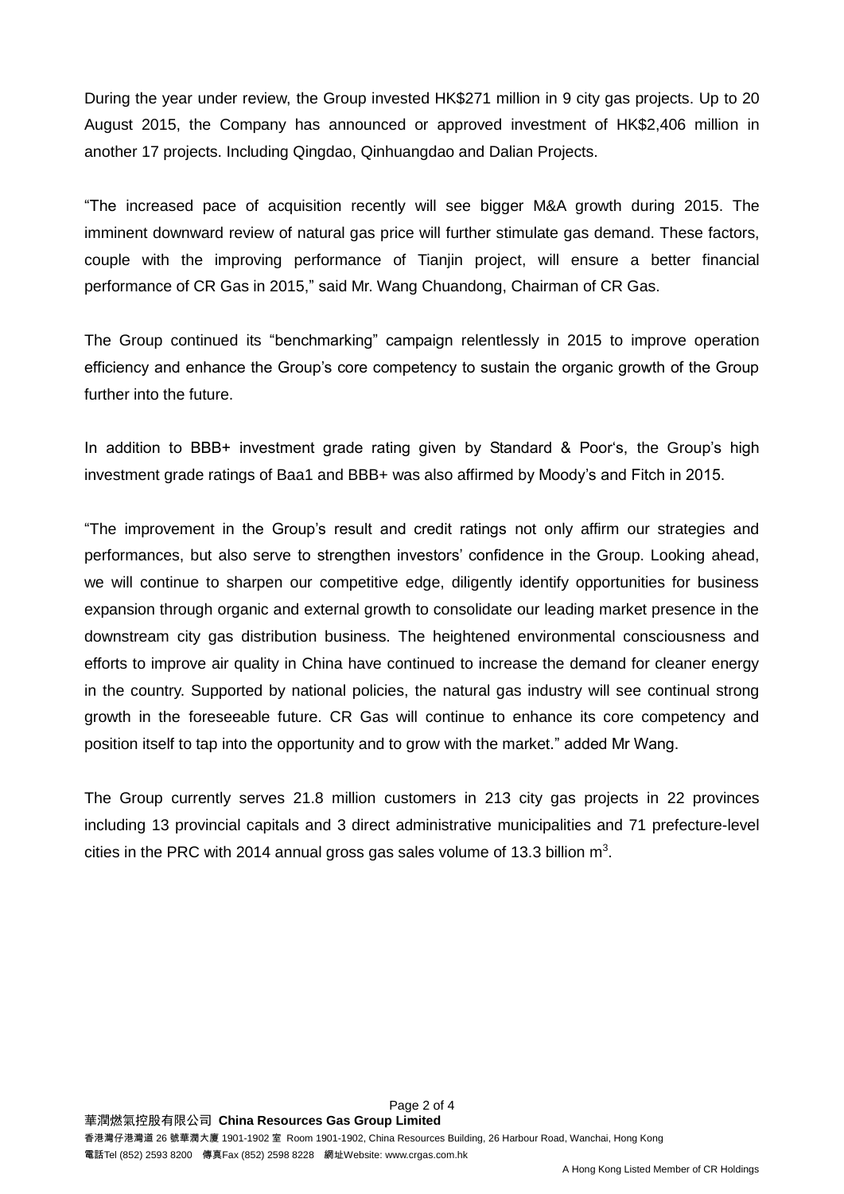During the year under review, the Group invested HK$271 million in 9 city gas projects. Up to 20 August 2015, the Company has announced or approved investment of HK$2,406 million in another 17 projects. Including Qingdao, Qinhuangdao and Dalian Projects.

"The increased pace of acquisition recently will see bigger M&A growth during 2015. The imminent downward review of natural gas price will further stimulate gas demand. These factors, couple with the improving performance of Tianjin project, will ensure a better financial performance of CR Gas in 2015," said Mr. Wang Chuandong, Chairman of CR Gas.

The Group continued its "benchmarking" campaign relentlessly in 2015 to improve operation efficiency and enhance the Group's core competency to sustain the organic growth of the Group further into the future.

In addition to BBB+ investment grade rating given by Standard & Poor's, the Group's high investment grade ratings of Baa1 and BBB+ was also affirmed by Moody's and Fitch in 2015.

"The improvement in the Group's result and credit ratings not only affirm our strategies and performances, but also serve to strengthen investors' confidence in the Group. Looking ahead, we will continue to sharpen our competitive edge, diligently identify opportunities for business expansion through organic and external growth to consolidate our leading market presence in the downstream city gas distribution business. The heightened environmental consciousness and efforts to improve air quality in China have continued to increase the demand for cleaner energy in the country. Supported by national policies, the natural gas industry will see continual strong growth in the foreseeable future. CR Gas will continue to enhance its core competency and position itself to tap into the opportunity and to grow with the market." added Mr Wang.

The Group currently serves 21.8 million customers in 213 city gas projects in 22 provinces including 13 provincial capitals and 3 direct administrative municipalities and 71 prefecture-level cities in the PRC with 2014 annual gross gas sales volume of 13.3 billion $m^3$.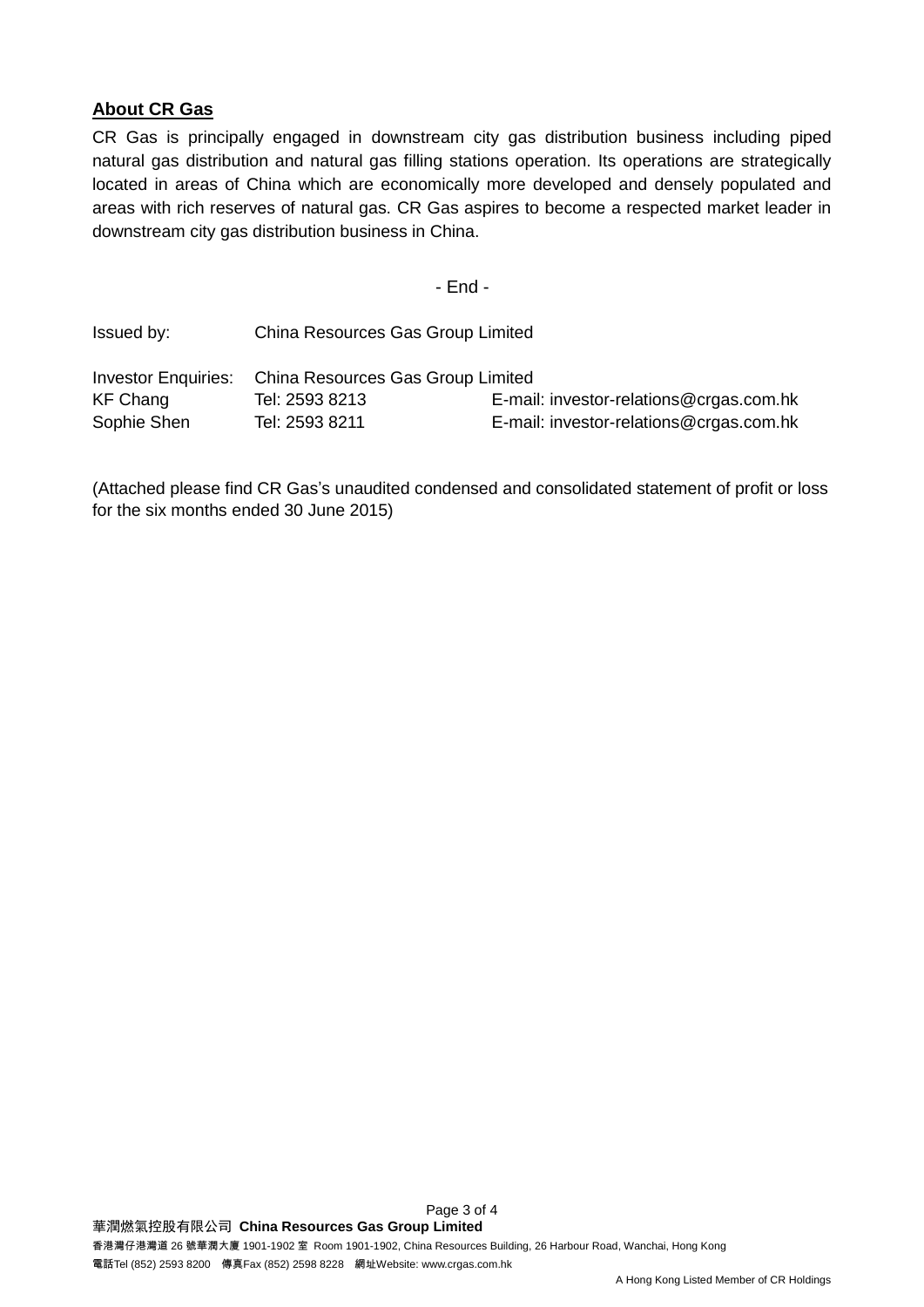## About CR Gas

CR Gas is principally engaged in downstream city gas distribution business including piped natural gas distribution and natural gas filling stations operation. Its operations are strategically located in areas of China which are economically more developed and densely populated and areas with rich reserves of natural gas. CR Gas aspires to become a respected market leader in downstream city gas distribution business in China.

- End -

| Issued by: | China Resources Gas Group Limited | |
|---|---|---|
| | | |
| Investor Enquiries: | China Resources Gas Group Limited | |
| KF Chang | Tel: 2593 8213 | E-mail: investor-relations@crgas.com.hk |
| Sophie Shen | Tel: 2593 8211 | E-mail: investor-relations@crgas.com.hk |

(Attached please find CR Gas's unaudited condensed and consolidated statement of profit or loss for the six months ended 30 June 2015)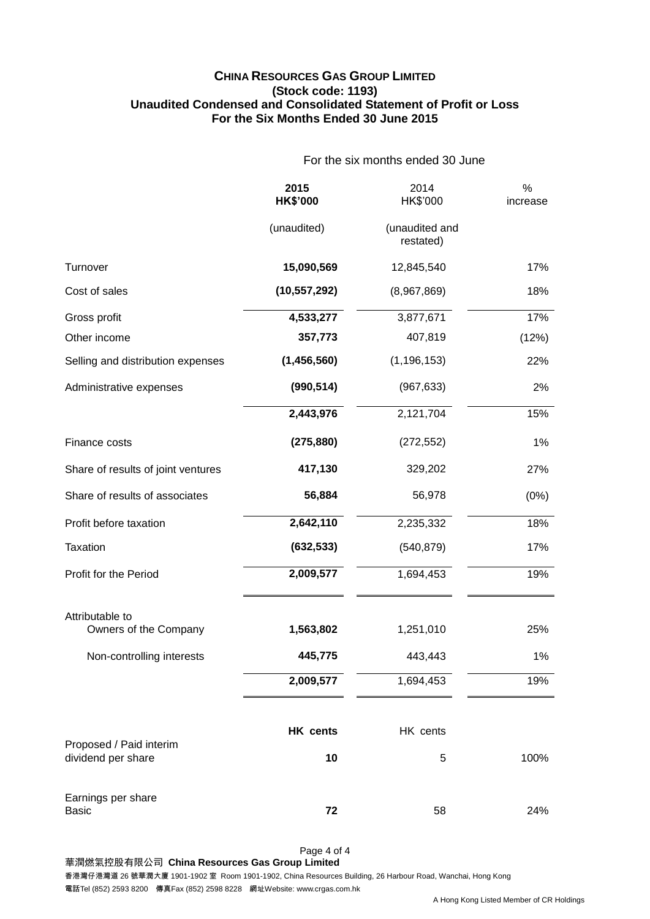**CHINA RESOURCES GAS GROUP LIMITED**
**(Stock code: 1193)**
**Unaudited Condensed and Consolidated Statement of Profit or Loss**
**For the Six Months Ended 30 June 2015**

| | For the six months ended 30 June | | |
|---|---|---|---|
| | **2015** **HK$'000** | 2014 HK$'000 | % increase |
| | (unaudited) | (unaudited and restated) | |
| Turnover | **15,090,569** | 12,845,540 | 17% |
| Cost of sales | **(10,557,292)** | (8,967,869) | 18% |
| Gross profit | **4,533,277** | 3,877,671 | 17% |
| Other income | **357,773** | 407,819 | (12%) |
| Selling and distribution expenses | **(1,456,560)** | (1,196,153) | 22% |
| Administrative expenses | **(990,514)** | (967,633) | 2% |
| | **2,443,976** | 2,121,704 | 15% |
| Finance costs | **(275,880)** | (272,552) | 1% |
| Share of results of joint ventures | **417,130** | 329,202 | 27% |
| Share of results of associates | **56,884** | 56,978 | (0%) |
| Profit before taxation | **2,642,110** | 2,235,332 | 18% |
| Taxation | **(632,533)** | (540,879) | 17% |
| Profit for the Period | **2,009,577** | 1,694,453 | 19% |
| Attributable to | | | |
| Owners of the Company | **1,563,802** | 1,251,010 | 25% |
| Non-controlling interests | **445,775** | 443,443 | 1% |
| | **2,009,577** | 1,694,453 | 19% |
| | **HK cents** | HK cents | |
| Proposed / Paid interim dividend per share | **10** | 5 | 100% |
| Earnings per share Basic | **72** | 58 | 24% |

華潤燃氣控股有限公司 **China Resources Gas Group Limited**
香港灣仔港灣道 26 號華潤大廈 1901-1902 室 Room 1901-1902, China Resources Building, 26 Harbour Road, Wanchai, Hong Kong
電話Tel (852) 2593 8200 傳真Fax (852) 2598 8228 網址Website: www.crgas.com.hk

A Hong Kong Listed Member of CR Holdings